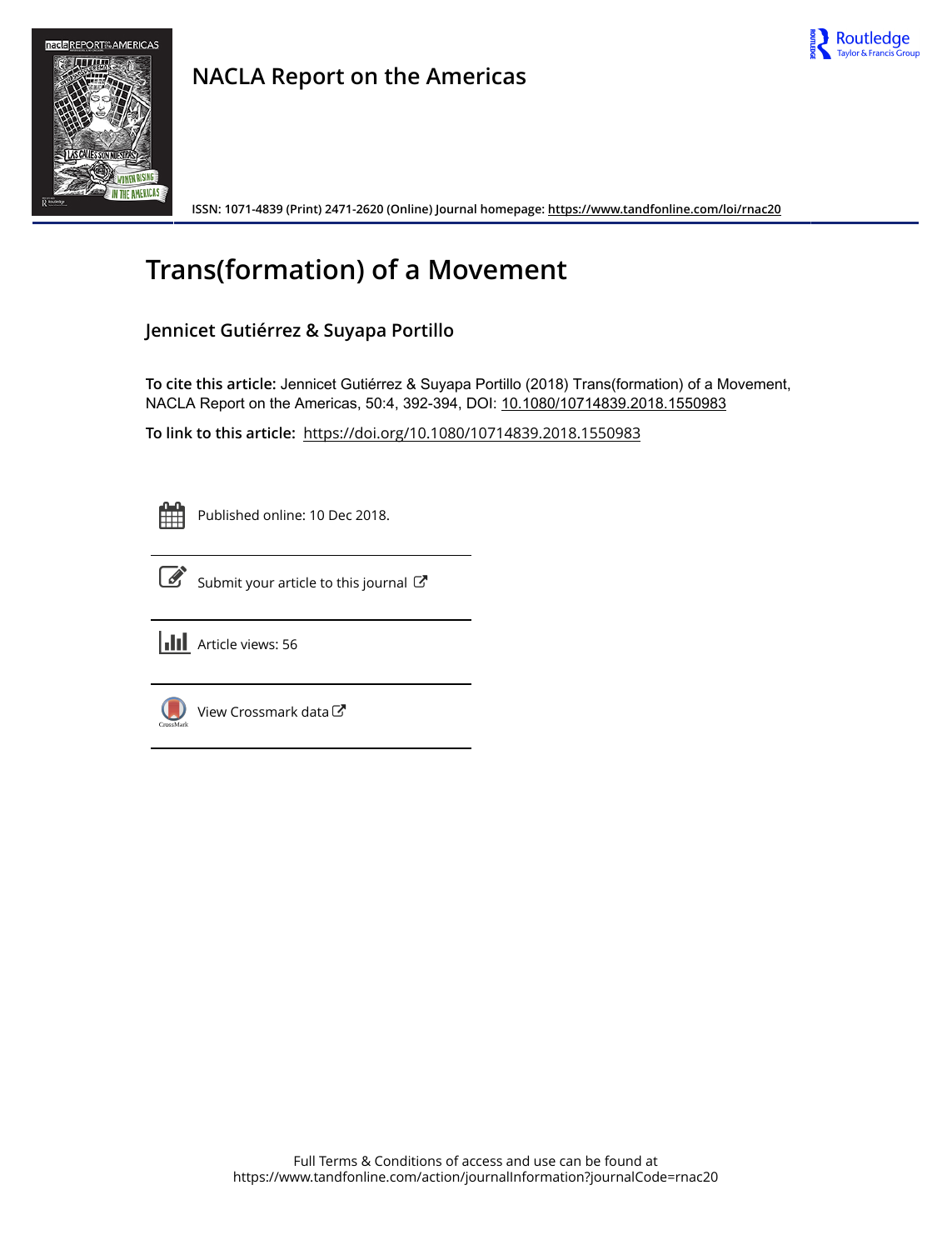# NACLA Report on the Americas

ISSN: 1071-4839 (Print) 2471-2620 (Online) Journal homepage: https://www.tandfonline.com/loi/rnac20

# Trans(formation) of a Movement

## Jennicet Gutiérrez & Suyapa Portillo

**To cite this article:** Jennicet Gutiérrez & Suyapa Portillo (2018) Trans(formation) of a Movement, NACLA Report on the Americas, 50:4, 392-394, DOI: 10.1080/10714839.2018.1550983

**To link to this article:** https://doi.org/10.1080/10714839.2018.1550983

Published online: 10 Dec 2018.

Submit your article to this journal

Article views: 56

View Crossmark data

Full Terms & Conditions of access and use can be found at
https://www.tandfonline.com/action/journalInformation?journalCode=rnac20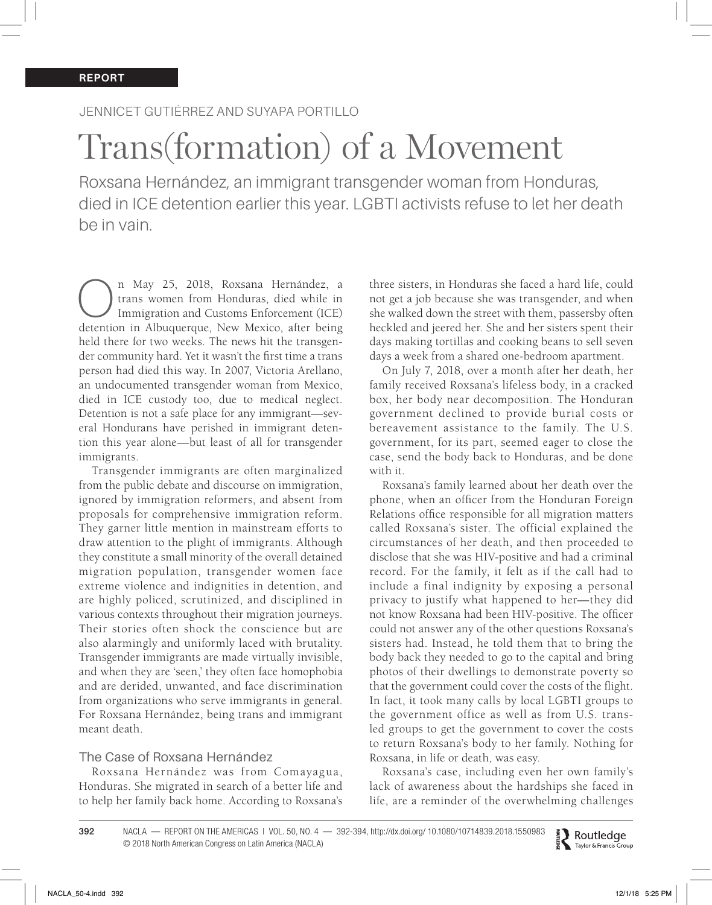**REPORT**

JENNICET GUTIÉRREZ AND SUYAPA PORTILLO

# Trans(formation) of a Movement

Roxsana Hernández, an immigrant transgender woman from Honduras, died in ICE detention earlier this year. LGBTI activists refuse to let her death be in vain.

On May 25, 2018, Roxsana Hernández, a trans women from Honduras, died while in Immigration and Customs Enforcement (ICE) detention in Albuquerque, New Mexico, after being held there for two weeks. The news hit the transgender community hard. Yet it wasn't the first time a trans person had died this way. In 2007, Victoria Arellano, an undocumented transgender woman from Mexico, died in ICE custody too, due to medical neglect. Detention is not a safe place for any immigrant—several Hondurans have perished in immigrant detention this year alone—but least of all for transgender immigrants.

Transgender immigrants are often marginalized from the public debate and discourse on immigration, ignored by immigration reformers, and absent from proposals for comprehensive immigration reform. They garner little mention in mainstream efforts to draw attention to the plight of immigrants. Although they constitute a small minority of the overall detained migration population, transgender women face extreme violence and indignities in detention, and are highly policed, scrutinized, and disciplined in various contexts throughout their migration journeys. Their stories often shock the conscience but are also alarmingly and uniformly laced with brutality. Transgender immigrants are made virtually invisible, and when they are 'seen,' they often face homophobia and are derided, unwanted, and face discrimination from organizations who serve immigrants in general. For Roxsana Hernández, being trans and immigrant meant death.

## The Case of Roxsana Hernández

Roxsana Hernández was from Comayagua, Honduras. She migrated in search of a better life and to help her family back home. According to Roxsana's three sisters, in Honduras she faced a hard life, could not get a job because she was transgender, and when she walked down the street with them, passersby often heckled and jeered her. She and her sisters spent their days making tortillas and cooking beans to sell seven days a week from a shared one-bedroom apartment.

On July 7, 2018, over a month after her death, her family received Roxsana's lifeless body, in a cracked box, her body near decomposition. The Honduran government declined to provide burial costs or bereavement assistance to the family. The U.S. government, for its part, seemed eager to close the case, send the body back to Honduras, and be done with it.

Roxsana's family learned about her death over the phone, when an officer from the Honduran Foreign Relations office responsible for all migration matters called Roxsana's sister. The official explained the circumstances of her death, and then proceeded to disclose that she was HIV-positive and had a criminal record. For the family, it felt as if the call had to include a final indignity by exposing a personal privacy to justify what happened to her—they did not know Roxsana had been HIV-positive. The officer could not answer any of the other questions Roxsana's sisters had. Instead, he told them that to bring the body back they needed to go to the capital and bring photos of their dwellings to demonstrate poverty so that the government could cover the costs of the flight. In fact, it took many calls by local LGBTI groups to the government office as well as from U.S. trans-led groups to get the government to cover the costs to return Roxsana's body to her family. Nothing for Roxsana, in life or death, was easy.

Roxsana's case, including even her own family's lack of awareness about the hardships she faced in life, are a reminder of the overwhelming challenges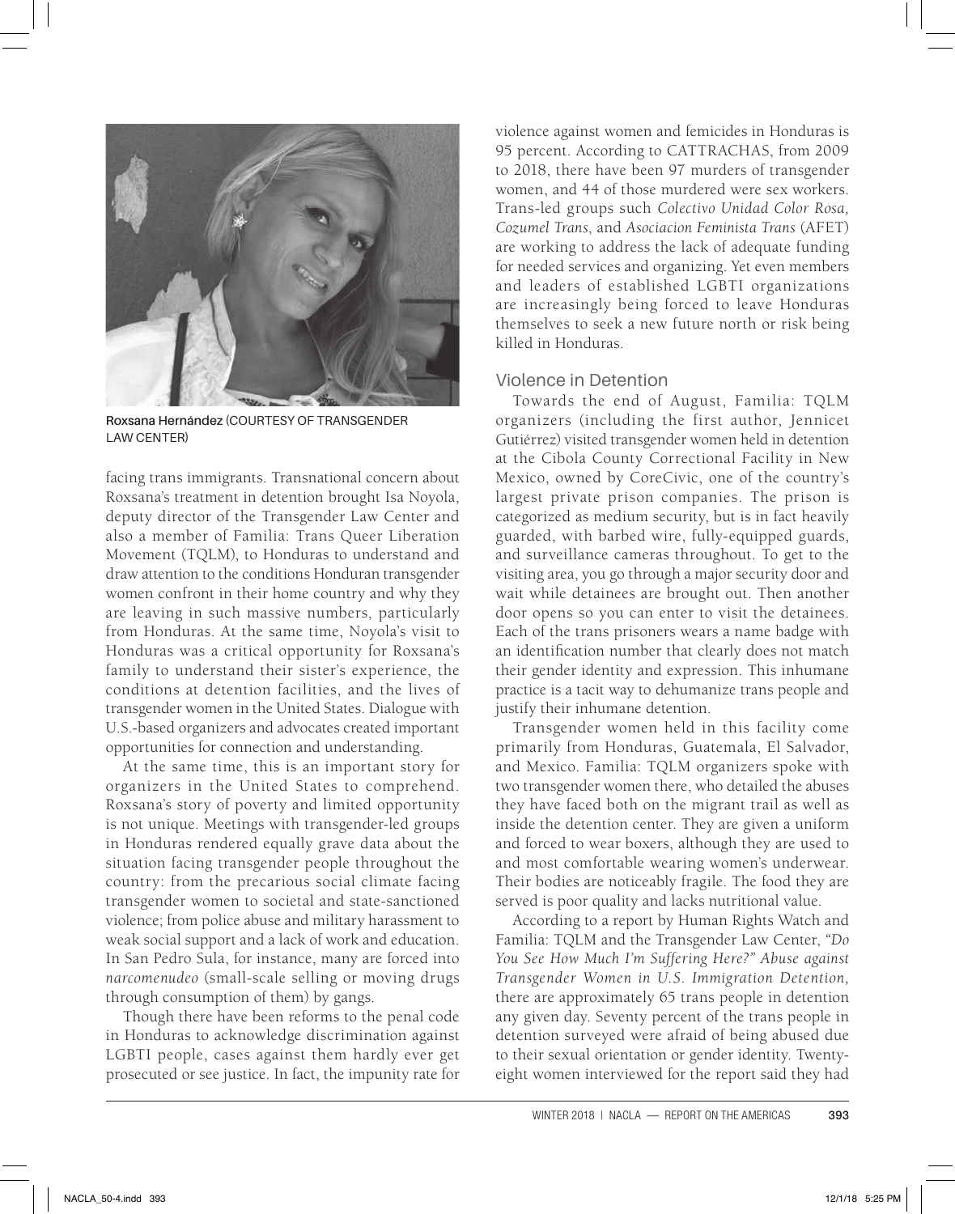Roxsana Hernández (COURTESY OF TRANSGENDER LAW CENTER)

facing trans immigrants. Transnational concern about Roxsana's treatment in detention brought Isa Noyola, deputy director of the Transgender Law Center and also a member of Familia: Trans Queer Liberation Movement (TQLM), to Honduras to understand and draw attention to the conditions Honduran transgender women confront in their home country and why they are leaving in such massive numbers, particularly from Honduras. At the same time, Noyola's visit to Honduras was a critical opportunity for Roxsana's family to understand their sister's experience, the conditions at detention facilities, and the lives of transgender women in the United States. Dialogue with U.S.-based organizers and advocates created important opportunities for connection and understanding.

At the same time, this is an important story for organizers in the United States to comprehend. Roxsana's story of poverty and limited opportunity is not unique. Meetings with transgender-led groups in Honduras rendered equally grave data about the situation facing transgender people throughout the country: from the precarious social climate facing transgender women to societal and state-sanctioned violence; from police abuse and military harassment to weak social support and a lack of work and education. In San Pedro Sula, for instance, many are forced into *narcomenudeo* (small-scale selling or moving drugs through consumption of them) by gangs.

Though there have been reforms to the penal code in Honduras to acknowledge discrimination against LGBTI people, cases against them hardly ever get prosecuted or see justice. In fact, the impunity rate for violence against women and femicides in Honduras is 95 percent. According to CATTRACHAS, from 2009 to 2018, there have been 97 murders of transgender women, and 44 of those murdered were sex workers. Trans-led groups such *Colectivo Unidad Color Rosa, Cozumel Trans*, and *Asociacion Feminista Trans* (AFET) are working to address the lack of adequate funding for needed services and organizing. Yet even members and leaders of established LGBTI organizations are increasingly being forced to leave Honduras themselves to seek a new future north or risk being killed in Honduras.

## Violence in Detention

Towards the end of August, Familia: TQLM organizers (including the first author, Jennicet Gutiérrez) visited transgender women held in detention at the Cibola County Correctional Facility in New Mexico, owned by CoreCivic, one of the country's largest private prison companies. The prison is categorized as medium security, but is in fact heavily guarded, with barbed wire, fully-equipped guards, and surveillance cameras throughout. To get to the visiting area, you go through a major security door and wait while detainees are brought out. Then another door opens so you can enter to visit the detainees. Each of the trans prisoners wears a name badge with an identification number that clearly does not match their gender identity and expression. This inhumane practice is a tacit way to dehumanize trans people and justify their inhumane detention.

Transgender women held in this facility come primarily from Honduras, Guatemala, El Salvador, and Mexico. Familia: TQLM organizers spoke with two transgender women there, who detailed the abuses they have faced both on the migrant trail as well as inside the detention center. They are given a uniform and forced to wear boxers, although they are used to and most comfortable wearing women's underwear. Their bodies are noticeably fragile. The food they are served is poor quality and lacks nutritional value.

According to a report by Human Rights Watch and Familia: TQLM and the Transgender Law Center, *"Do You See How Much I'm Suffering Here?" Abuse against Transgender Women in U.S. Immigration Detention,* there are approximately 65 trans people in detention any given day. Seventy percent of the trans people in detention surveyed were afraid of being abused due to their sexual orientation or gender identity. Twenty-eight women interviewed for the report said they had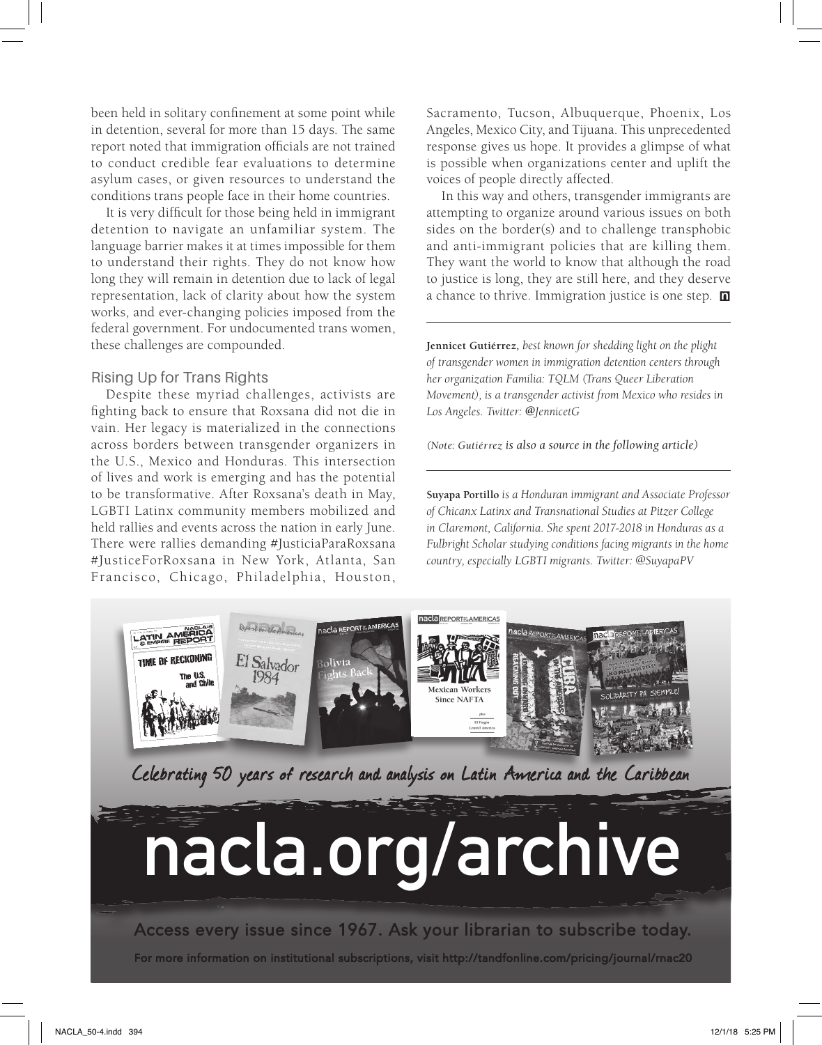been held in solitary confinement at some point while in detention, several for more than 15 days. The same report noted that immigration officials are not trained to conduct credible fear evaluations to determine asylum cases, or given resources to understand the conditions trans people face in their home countries.

It is very difficult for those being held in immigrant detention to navigate an unfamiliar system. The language barrier makes it at times impossible for them to understand their rights. They do not know how long they will remain in detention due to lack of legal representation, lack of clarity about how the system works, and ever-changing policies imposed from the federal government. For undocumented trans women, these challenges are compounded.

## Rising Up for Trans Rights

Despite these myriad challenges, activists are fighting back to ensure that Roxsana did not die in vain. Her legacy is materialized in the connections across borders between transgender organizers in the U.S., Mexico and Honduras. This intersection of lives and work is emerging and has the potential to be transformative. After Roxsana's death in May, LGBTI Latinx community members mobilized and held rallies and events across the nation in early June. There were rallies demanding #JusticiaParaRoxsana #JusticeForRoxsana in New York, Atlanta, San Francisco, Chicago, Philadelphia, Houston, Sacramento, Tucson, Albuquerque, Phoenix, Los Angeles, Mexico City, and Tijuana. This unprecedented response gives us hope. It provides a glimpse of what is possible when organizations center and uplift the voices of people directly affected.

In this way and others, transgender immigrants are attempting to organize around various issues on both sides on the border(s) and to challenge transphobic and anti-immigrant policies that are killing them. They want the world to know that although the road to justice is long, they are still here, and they deserve a chance to thrive. Immigration justice is one step.

---

**Jennicet Gutiérrez**, *best known for shedding light on the plight of transgender women in immigration detention centers through her organization Familia: TQLM (Trans Queer Liberation Movement), is a transgender activist from Mexico who resides in Los Angeles. Twitter: @JennicetG*

*(Note: Gutiérrez is also a source in the following article)*

---

**Suyapa Portillo** *is a Honduran immigrant and Associate Professor of Chicanx Latinx and Transnational Studies at Pitzer College in Claremont, California. She spent 2017-2018 in Honduras as a Fulbright Scholar studying conditions facing migrants in the home country, especially LGBTI migrants. Twitter: @SuyapaPV*

---

Celebrating 50 years of research and analysis on Latin America and the Caribbean

**nacla.org/archive**

Access every issue since 1967. Ask your librarian to subscribe today.

For more information on institutional subscriptions, visit http://tandfonline.com/pricing/journal/rnac20